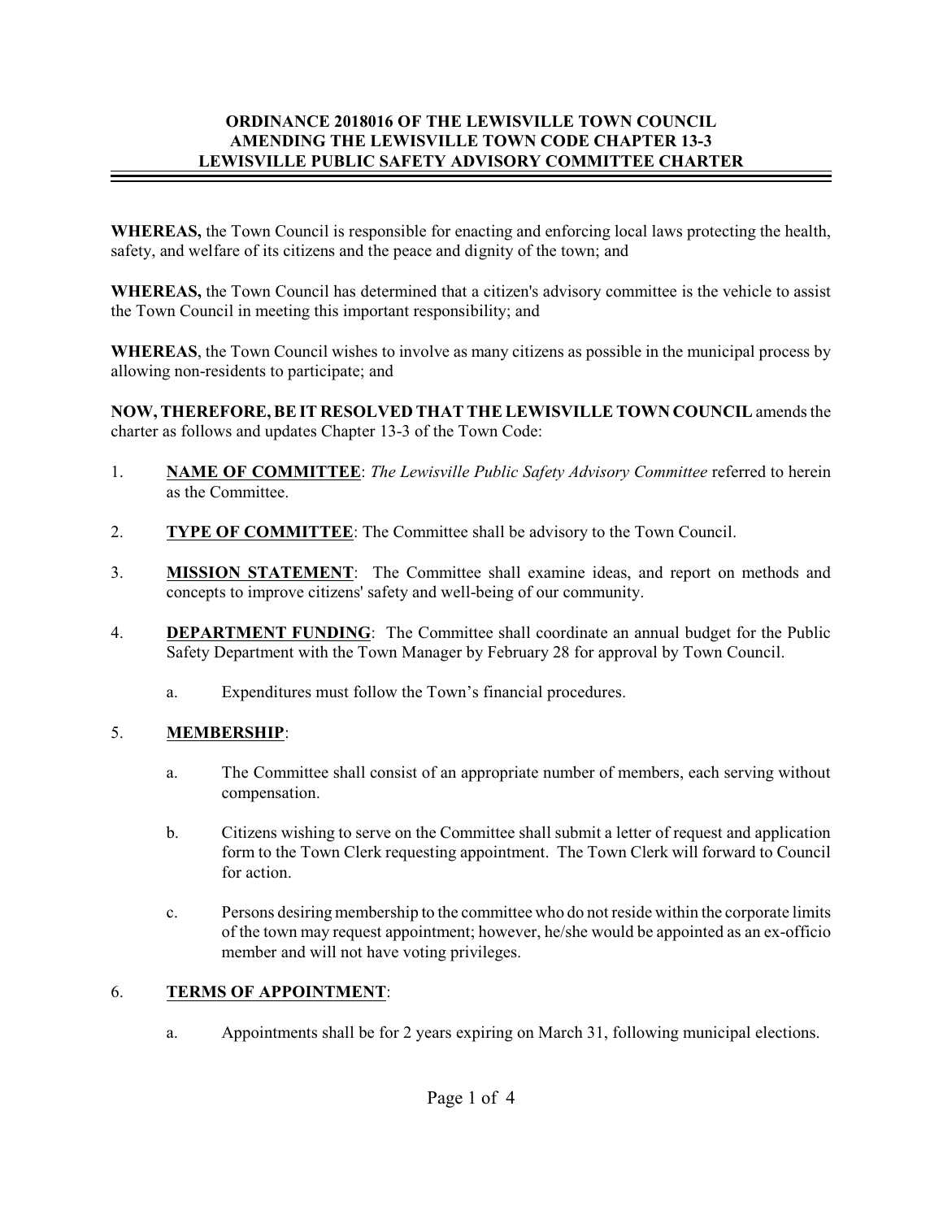# ORDINANCE 2018016 OF THE LEWISVILLE TOWN COUNCIL AMENDING THE LEWISVILLE TOWN CODE CHAPTER 13-3 LEWISVILLE PUBLIC SAFETY ADVISORY COMMITTEE CHARTER

**WHEREAS,** the Town Council is responsible for enacting and enforcing local laws protecting the health, safety, and welfare of its citizens and the peace and dignity of the town; and

**WHEREAS,** the Town Council has determined that a citizen's advisory committee is the vehicle to assist the Town Council in meeting this important responsibility; and

**WHEREAS**, the Town Council wishes to involve as many citizens as possible in the municipal process by allowing non-residents to participate; and

**NOW, THEREFORE, BE IT RESOLVED THAT THE LEWISVILLE TOWN COUNCIL** amends the charter as follows and updates Chapter 13-3 of the Town Code:

1. **NAME OF COMMITTEE**: *The Lewisville Public Safety Advisory Committee* referred to herein as the Committee.

2. **TYPE OF COMMITTEE**: The Committee shall be advisory to the Town Council.

3. **MISSION STATEMENT**: The Committee shall examine ideas, and report on methods and concepts to improve citizens' safety and well-being of our community.

4. **DEPARTMENT FUNDING**: The Committee shall coordinate an annual budget for the Public Safety Department with the Town Manager by February 28 for approval by Town Council.

   a. Expenditures must follow the Town's financial procedures.

5. **MEMBERSHIP**:

   a. The Committee shall consist of an appropriate number of members, each serving without compensation.

   b. Citizens wishing to serve on the Committee shall submit a letter of request and application form to the Town Clerk requesting appointment. The Town Clerk will forward to Council for action.

   c. Persons desiring membership to the committee who do not reside within the corporate limits of the town may request appointment; however, he/she would be appointed as an ex-officio member and will not have voting privileges.

6. **TERMS OF APPOINTMENT**:

   a. Appointments shall be for 2 years expiring on March 31, following municipal elections.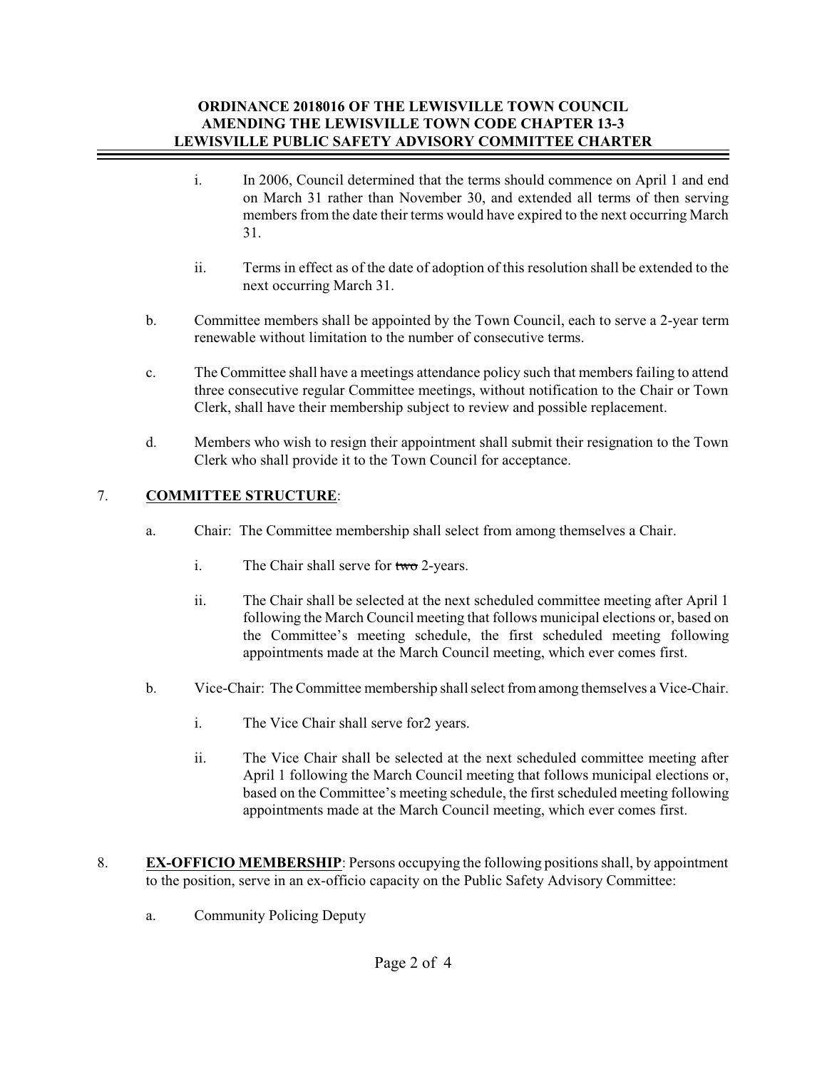i. In 2006, Council determined that the terms should commence on April 1 and end on March 31 rather than November 30, and extended all terms of then serving members from the date their terms would have expired to the next occurring March 31.

ii. Terms in effect as of the date of adoption of this resolution shall be extended to the next occurring March 31.

b. Committee members shall be appointed by the Town Council, each to serve a 2-year term renewable without limitation to the number of consecutive terms.

c. The Committee shall have a meetings attendance policy such that members failing to attend three consecutive regular Committee meetings, without notification to the Chair or Town Clerk, shall have their membership subject to review and possible replacement.

d. Members who wish to resign their appointment shall submit their resignation to the Town Clerk who shall provide it to the Town Council for acceptance.

7. **COMMITTEE STRUCTURE**:

a. Chair: The Committee membership shall select from among themselves a Chair.

i. The Chair shall serve for ~~two~~ 2-years.

ii. The Chair shall be selected at the next scheduled committee meeting after April 1 following the March Council meeting that follows municipal elections or, based on the Committee's meeting schedule, the first scheduled meeting following appointments made at the March Council meeting, which ever comes first.

b. Vice-Chair: The Committee membership shall select from among themselves a Vice-Chair.

i. The Vice Chair shall serve for2 years.

ii. The Vice Chair shall be selected at the next scheduled committee meeting after April 1 following the March Council meeting that follows municipal elections or, based on the Committee's meeting schedule, the first scheduled meeting following appointments made at the March Council meeting, which ever comes first.

8. **EX-OFFICIO MEMBERSHIP**: Persons occupying the following positions shall, by appointment to the position, serve in an ex-officio capacity on the Public Safety Advisory Committee:

a. Community Policing Deputy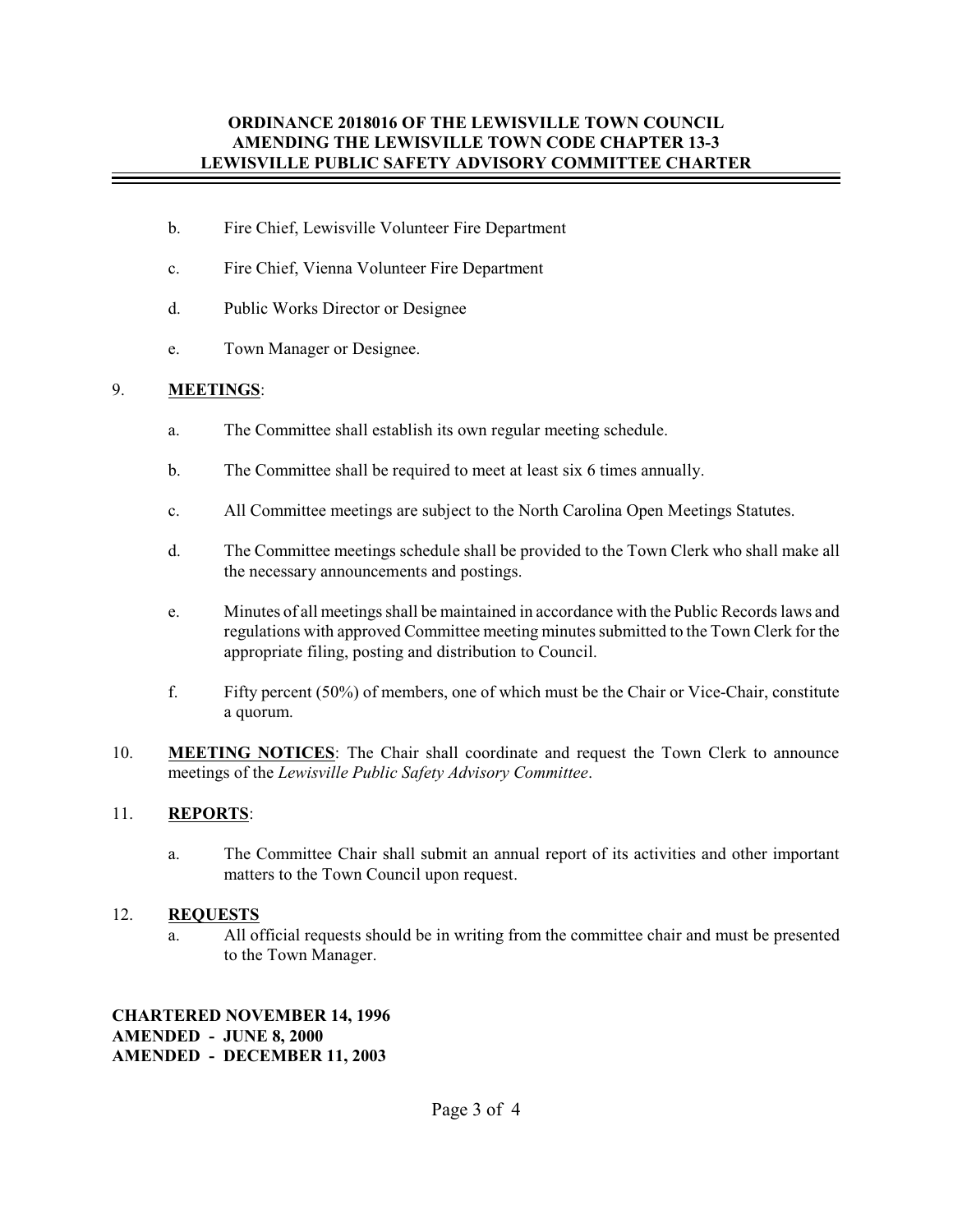**ORDINANCE 2018016 OF THE LEWISVILLE TOWN COUNCIL AMENDING THE LEWISVILLE TOWN CODE CHAPTER 13-3 LEWISVILLE PUBLIC SAFETY ADVISORY COMMITTEE CHARTER**

b. Fire Chief, Lewisville Volunteer Fire Department

c. Fire Chief, Vienna Volunteer Fire Department

d. Public Works Director or Designee

e. Town Manager or Designee.

9. **MEETINGS**:

a. The Committee shall establish its own regular meeting schedule.

b. The Committee shall be required to meet at least six 6 times annually.

c. All Committee meetings are subject to the North Carolina Open Meetings Statutes.

d. The Committee meetings schedule shall be provided to the Town Clerk who shall make all the necessary announcements and postings.

e. Minutes of all meetings shall be maintained in accordance with the Public Records laws and regulations with approved Committee meeting minutes submitted to the Town Clerk for the appropriate filing, posting and distribution to Council.

f. Fifty percent (50%) of members, one of which must be the Chair or Vice-Chair, constitute a quorum.

10. **MEETING NOTICES**: The Chair shall coordinate and request the Town Clerk to announce meetings of the *Lewisville Public Safety Advisory Committee*.

11. **REPORTS**:

a. The Committee Chair shall submit an annual report of its activities and other important matters to the Town Council upon request.

12. **REQUESTS**

a. All official requests should be in writing from the committee chair and must be presented to the Town Manager.

**CHARTERED NOVEMBER 14, 1996**
**AMENDED - JUNE 8, 2000**
**AMENDED - DECEMBER 11, 2003**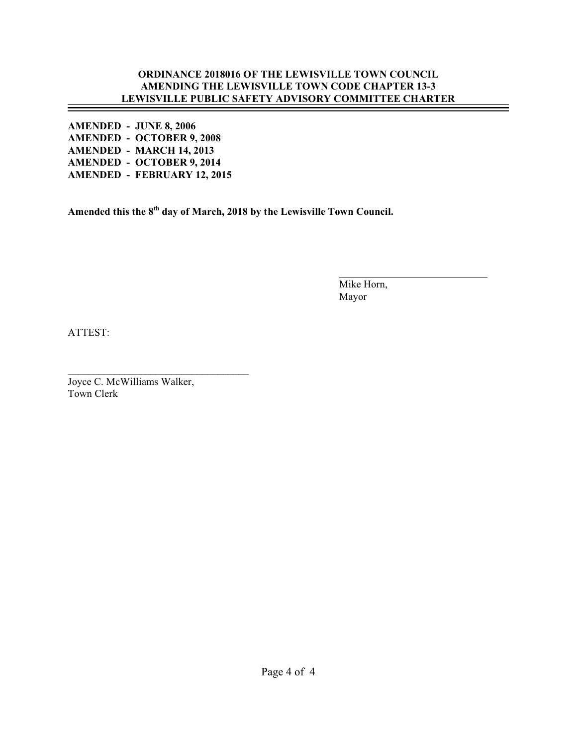**ORDINANCE 2018016 OF THE LEWISVILLE TOWN COUNCIL AMENDING THE LEWISVILLE TOWN CODE CHAPTER 13-3 LEWISVILLE PUBLIC SAFETY ADVISORY COMMITTEE CHARTER**

**AMENDED - JUNE 8, 2006**
**AMENDED - OCTOBER 9, 2008**
**AMENDED - MARCH 14, 2013**
**AMENDED - OCTOBER 9, 2014**
**AMENDED - FEBRUARY 12, 2015**

**Amended this the 8th day of March, 2018 by the Lewisville Town Council.**

\_\_\_\_\_\_\_\_\_\_\_\_\_\_\_\_\_\_\_\_\_\_\_\_\_\_\_\_\_\_
Mike Horn,
Mayor

ATTEST:

\_\_\_\_\_\_\_\_\_\_\_\_\_\_\_\_\_\_\_\_\_\_\_\_\_\_\_\_\_\_\_\_\_\_\_\_
Joyce C. McWilliams Walker,
Town Clerk